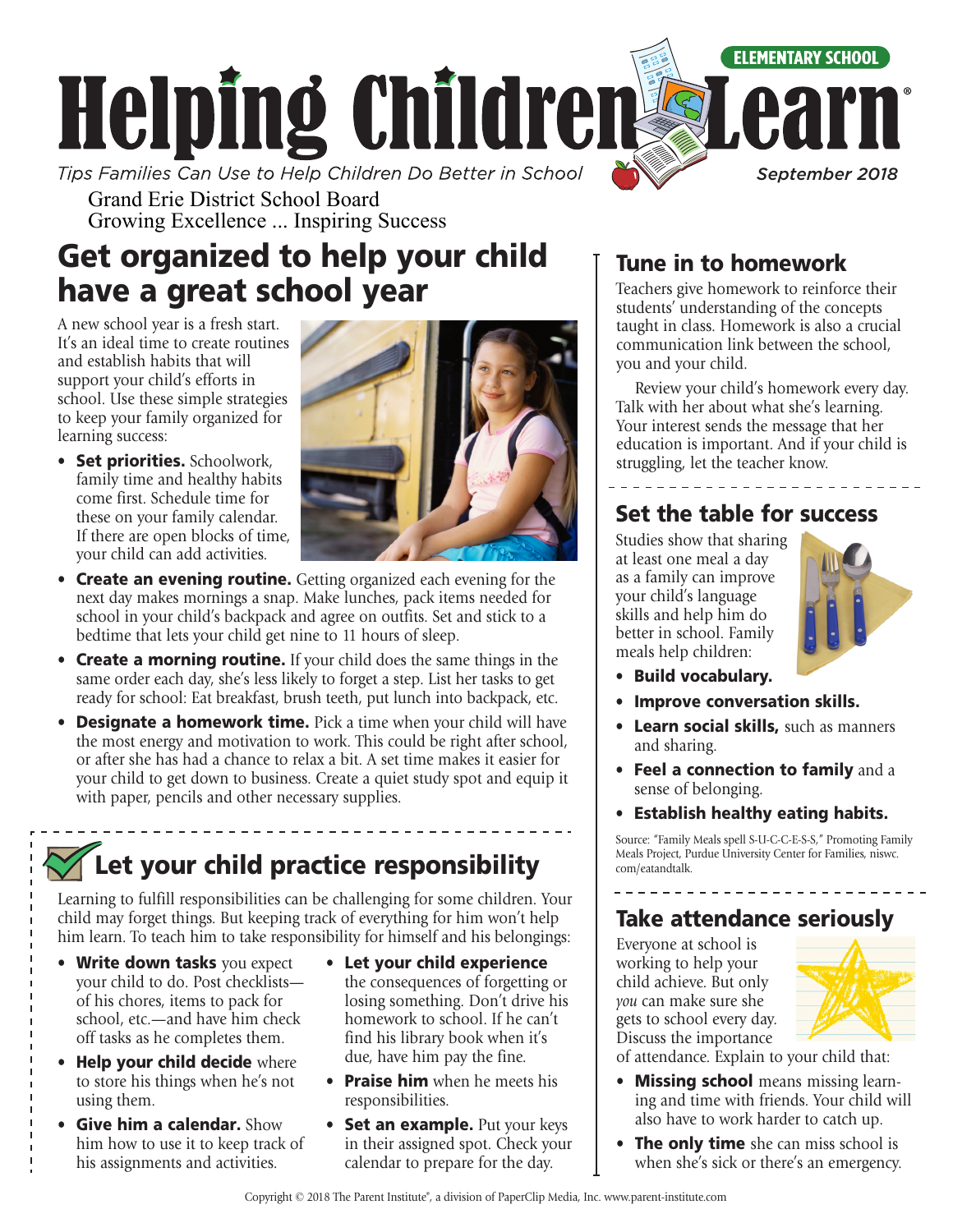# Helping Children Learn

ELEMENTARY SCHOOL

*Tips Families Can Use to Help Children Do Better in School*

*September 2018*

Grand Erie District School Board
Growing Excellence ... Inspiring Success

## Get organized to help your child have a great school year

A new school year is a fresh start. It's an ideal time to create routines and establish habits that will support your child's efforts in school. Use these simple strategies to keep your family organized for learning success:

- **Set priorities.** Schoolwork, family time and healthy habits come first. Schedule time for these on your family calendar. If there are open blocks of time, your child can add activities.
- **Create an evening routine.** Getting organized each evening for the next day makes mornings a snap. Make lunches, pack items needed for school in your child's backpack and agree on outfits. Set and stick to a bedtime that lets your child get nine to 11 hours of sleep.
- **Create a morning routine.** If your child does the same things in the same order each day, she's less likely to forget a step. List her tasks to get ready for school: Eat breakfast, brush teeth, put lunch into backpack, etc.
- **Designate a homework time.** Pick a time when your child will have the most energy and motivation to work. This could be right after school, or after she has had a chance to relax a bit. A set time makes it easier for your child to get down to business. Create a quiet study spot and equip it with paper, pencils and other necessary supplies.

## Let your child practice responsibility

Learning to fulfill responsibilities can be challenging for some children. Your child may forget things. But keeping track of everything for him won't help him learn. To teach him to take responsibility for himself and his belongings:

- **Write down tasks** you expect your child to do. Post checklists—of his chores, items to pack for school, etc.—and have him check off tasks as he completes them.
- **Help your child decide** where to store his things when he's not using them.
- **Give him a calendar.** Show him how to use it to keep track of his assignments and activities.
- **Let your child experience** the consequences of forgetting or losing something. Don't drive his homework to school. If he can't find his library book when it's due, have him pay the fine.
- **Praise him** when he meets his responsibilities.
- **Set an example.** Put your keys in their assigned spot. Check your calendar to prepare for the day.

## Tune in to homework

Teachers give homework to reinforce their students' understanding of the concepts taught in class. Homework is also a crucial communication link between the school, you and your child.

Review your child's homework every day. Talk with her about what she's learning. Your interest sends the message that her education is important. And if your child is struggling, let the teacher know.

## Set the table for success

Studies show that sharing at least one meal a day as a family can improve your child's language skills and help him do better in school. Family meals help children:

- **Build vocabulary.**
- **Improve conversation skills.**
- **Learn social skills,** such as manners and sharing.
- **Feel a connection to family** and a sense of belonging.
- **Establish healthy eating habits.**

Source: "Family Meals spell S-U-C-C-E-S-S," Promoting Family Meals Project, Purdue University Center for Families, niswc.com/eatandtalk.

## Take attendance seriously

Everyone at school is working to help your child achieve. But only *you* can make sure she gets to school every day. Discuss the importance of attendance. Explain to your child that:

- **Missing school** means missing learning and time with friends. Your child will also have to work harder to catch up.
- **The only time** she can miss school is when she's sick or there's an emergency.

Copyright © 2018 The Parent Institute®, a division of PaperClip Media, Inc. www.parent-institute.com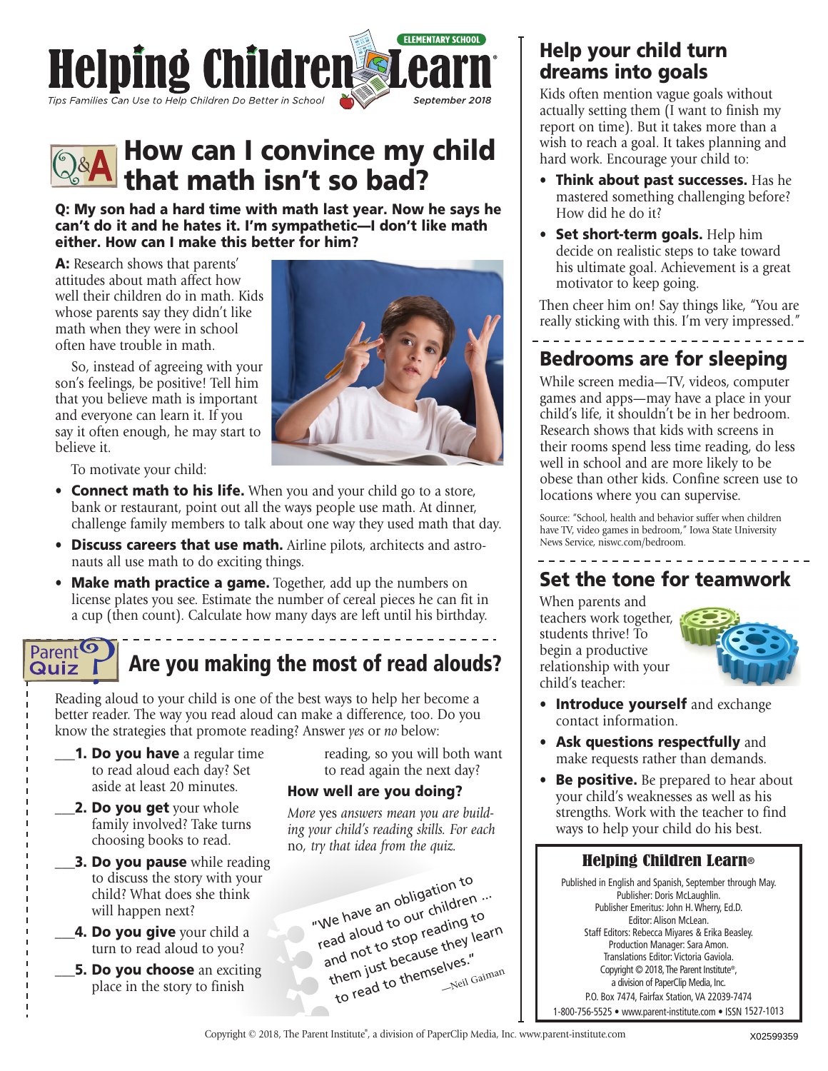# Helping Children Learn

ELEMENTARY SCHOOL

*Tips Families Can Use to Help Children Do Better in School*

September 2018

## How can I convince my child that math isn't so bad?

**Q: My son had a hard time with math last year. Now he says he can't do it and he hates it. I'm sympathetic—I don't like math either. How can I make this better for him?**

**A:** Research shows that parents' attitudes about math affect how well their children do in math. Kids whose parents say they didn't like math when they were in school often have trouble in math.

So, instead of agreeing with your son's feelings, be positive! Tell him that you believe math is important and everyone can learn it. If you say it often enough, he may start to believe it.

To motivate your child:

- **Connect math to his life.** When you and your child go to a store, bank or restaurant, point out all the ways people use math. At dinner, challenge family members to talk about one way they used math that day.
- **Discuss careers that use math.** Airline pilots, architects and astronauts all use math to do exciting things.
- **Make math practice a game.** Together, add up the numbers on license plates you see. Estimate the number of cereal pieces he can fit in a cup (then count). Calculate how many days are left until his birthday.

## Parent Quiz: Are you making the most of read alouds?

Reading aloud to your child is one of the best ways to help her become a better reader. The way you read aloud can make a difference, too. Do you know the strategies that promote reading? Answer *yes* or *no* below:

___**1. Do you have** a regular time to read aloud each day? Set aside at least 20 minutes.

___**2. Do you get** your whole family involved? Take turns choosing books to read.

___**3. Do you pause** while reading to discuss the story with your child? What does she think will happen next?

___**4. Do you give** your child a turn to read aloud to you?

___**5. Do you choose** an exciting place in the story to finish reading, so you will both want to read again the next day?

### How well are you doing?

*More* yes *answers mean you are building your child's reading skills. For each* no, *try that idea from the quiz.*

"We have an obligation to read aloud to our children ... and not to stop reading to them just because they learn to read to themselves."
—Neil Gaiman

## Help your child turn dreams into goals

Kids often mention vague goals without actually setting them (I want to finish my report on time). But it takes more than a wish to reach a goal. It takes planning and hard work. Encourage your child to:

- **Think about past successes.** Has he mastered something challenging before? How did he do it?
- **Set short-term goals.** Help him decide on realistic steps to take toward his ultimate goal. Achievement is a great motivator to keep going.

Then cheer him on! Say things like, "You are really sticking with this. I'm very impressed."

## Bedrooms are for sleeping

While screen media—TV, videos, computer games and apps—may have a place in your child's life, it shouldn't be in her bedroom. Research shows that kids with screens in their rooms spend less time reading, do less well in school and are more likely to be obese than other kids. Confine screen use to locations where you can supervise.

Source: "School, health and behavior suffer when children have TV, video games in bedroom," Iowa State University News Service, niswc.com/bedroom.

## Set the tone for teamwork

When parents and teachers work together, students thrive! To begin a productive relationship with your child's teacher:

- **Introduce yourself** and exchange contact information.
- **Ask questions respectfully** and make requests rather than demands.
- **Be positive.** Be prepared to hear about your child's weaknesses as well as his strengths. Work with the teacher to find ways to help your child do his best.

**Helping Children Learn®**

Published in English and Spanish, September through May.
Publisher: Doris McLaughlin.
Publisher Emeritus: John H. Wherry, Ed.D.
Editor: Alison McLean.
Staff Editors: Rebecca Miyares & Erika Beasley.
Production Manager: Sara Amon.
Translations Editor: Victoria Gaviola.
Copyright © 2018, The Parent Institute®, a division of PaperClip Media, Inc.
P.O. Box 7474, Fairfax Station, VA 22039-7474
1-800-756-5525 • www.parent-institute.com • ISSN 1527-1013

Copyright © 2018, The Parent Institute®, a division of PaperClip Media, Inc. www.parent-institute.com

X02599359